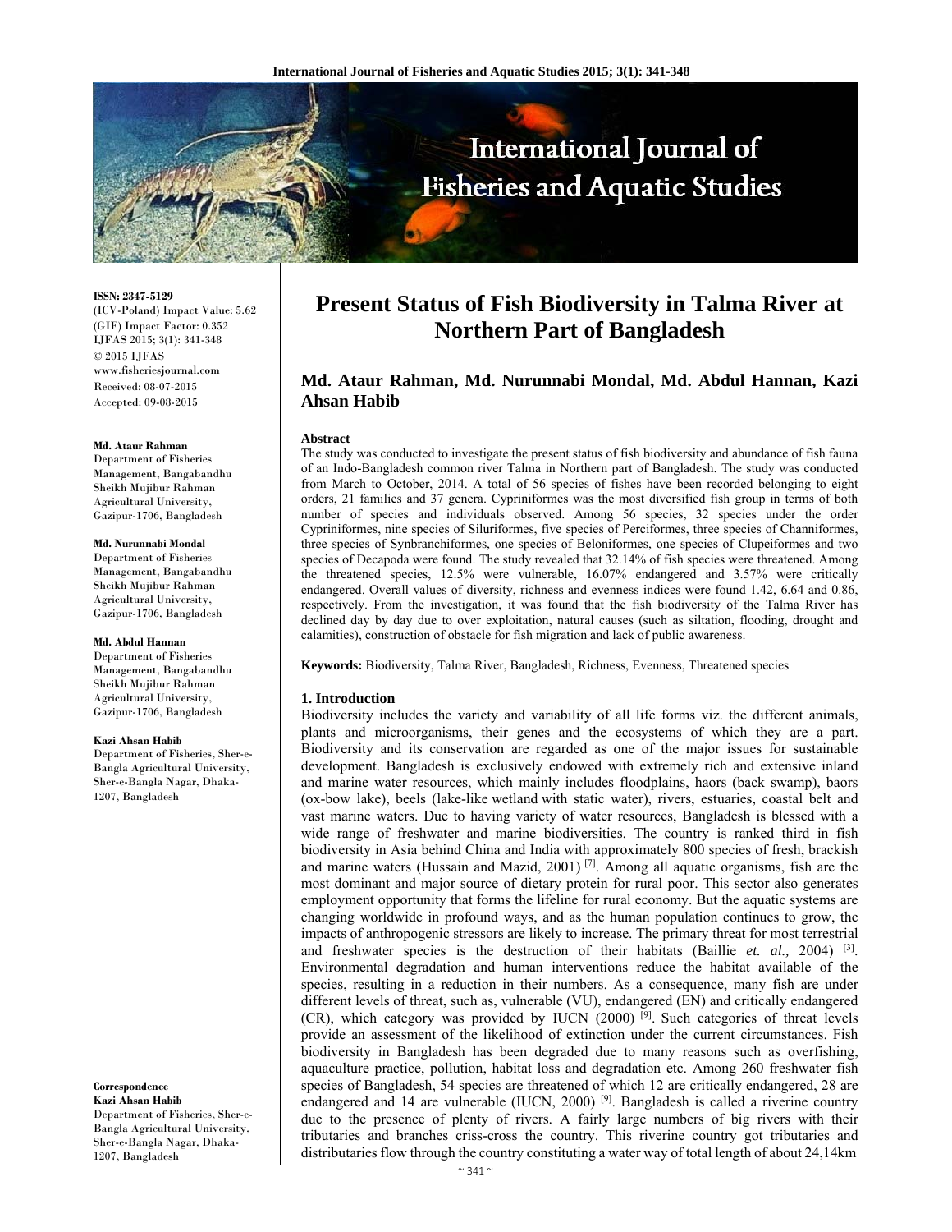# Present Status of Fish Biodiversity in Talma River at Northern Part of Bangladesh

**Md. Ataur Rahman, Md. Nurunnabi Mondal, Md. Abdul Hannan, Kazi Ahsan Habib**

ISSN: 2347-5129
(ICV-Poland) Impact Value: 5.62
(GIF) Impact Factor: 0.352
IJFAS 2015; 3(1): 341-348
© 2015 IJFAS
www.fisheriesjournal.com
Received: 08-07-2015
Accepted: 09-08-2015

**Md. Ataur Rahman**
Department of Fisheries Management, Bangabandhu Sheikh Mujibur Rahman Agricultural University, Gazipur-1706, Bangladesh

**Md. Nurunnabi Mondal**
Department of Fisheries Management, Bangabandhu Sheikh Mujibur Rahman Agricultural University, Gazipur-1706, Bangladesh

**Md. Abdul Hannan**
Department of Fisheries Management, Bangabandhu Sheikh Mujibur Rahman Agricultural University, Gazipur-1706, Bangladesh

**Kazi Ahsan Habib**
Department of Fisheries, Sher-e-Bangla Agricultural University, Sher-e-Bangla Nagar, Dhaka-1207, Bangladesh

**Correspondence**
**Kazi Ahsan Habib**
Department of Fisheries, Sher-e-Bangla Agricultural University, Sher-e-Bangla Nagar, Dhaka-1207, Bangladesh

## Abstract

The study was conducted to investigate the present status of fish biodiversity and abundance of fish fauna of an Indo-Bangladesh common river Talma in Northern part of Bangladesh. The study was conducted from March to October, 2014. A total of 56 species of fishes have been recorded belonging to eight orders, 21 families and 37 genera. Cypriniformes was the most diversified fish group in terms of both number of species and individuals observed. Among 56 species, 32 species under the order Cypriniformes, nine species of Siluriformes, five species of Perciformes, three species of Channiformes, three species of Synbranchiformes, one species of Beloniformes, one species of Clupeiformes and two species of Decapoda were found. The study revealed that 32.14% of fish species were threatened. Among the threatened species, 12.5% were vulnerable, 16.07% endangered and 3.57% were critically endangered. Overall values of diversity, richness and evenness indices were found 1.42, 6.64 and 0.86, respectively. From the investigation, it was found that the fish biodiversity of the Talma River has declined day by day due to over exploitation, natural causes (such as siltation, flooding, drought and calamities), construction of obstacle for fish migration and lack of public awareness.

**Keywords:** Biodiversity, Talma River, Bangladesh, Richness, Evenness, Threatened species

## 1. Introduction

Biodiversity includes the variety and variability of all life forms viz. the different animals, plants and microorganisms, their genes and the ecosystems of which they are a part. Biodiversity and its conservation are regarded as one of the major issues for sustainable development. Bangladesh is exclusively endowed with extremely rich and extensive inland and marine water resources, which mainly includes floodplains, haors (back swamp), baors (ox-bow lake), beels (lake-like wetland with static water), rivers, estuaries, coastal belt and vast marine waters. Due to having variety of water resources, Bangladesh is blessed with a wide range of freshwater and marine biodiversities. The country is ranked third in fish biodiversity in Asia behind China and India with approximately 800 species of fresh, brackish and marine waters (Hussain and Mazid, 2001) [7]. Among all aquatic organisms, fish are the most dominant and major source of dietary protein for rural poor. This sector also generates employment opportunity that forms the lifeline for rural economy. But the aquatic systems are changing worldwide in profound ways, and as the human population continues to grow, the impacts of anthropogenic stressors are likely to increase. The primary threat for most terrestrial and freshwater species is the destruction of their habitats (Baillie *et. al.,* 2004) [3]. Environmental degradation and human interventions reduce the habitat available of the species, resulting in a reduction in their numbers. As a consequence, many fish are under different levels of threat, such as, vulnerable (VU), endangered (EN) and critically endangered (CR), which category was provided by IUCN (2000) [9]. Such categories of threat levels provide an assessment of the likelihood of extinction under the current circumstances. Fish biodiversity in Bangladesh has been degraded due to many reasons such as overfishing, aquaculture practice, pollution, habitat loss and degradation etc. Among 260 freshwater fish species of Bangladesh, 54 species are threatened of which 12 are critically endangered, 28 are endangered and 14 are vulnerable (IUCN, 2000) [9]. Bangladesh is called a riverine country due to the presence of plenty of rivers. A fairly large numbers of big rivers with their tributaries and branches criss-cross the country. This riverine country got tributaries and distributaries flow through the country constituting a water way of total length of about 24,14km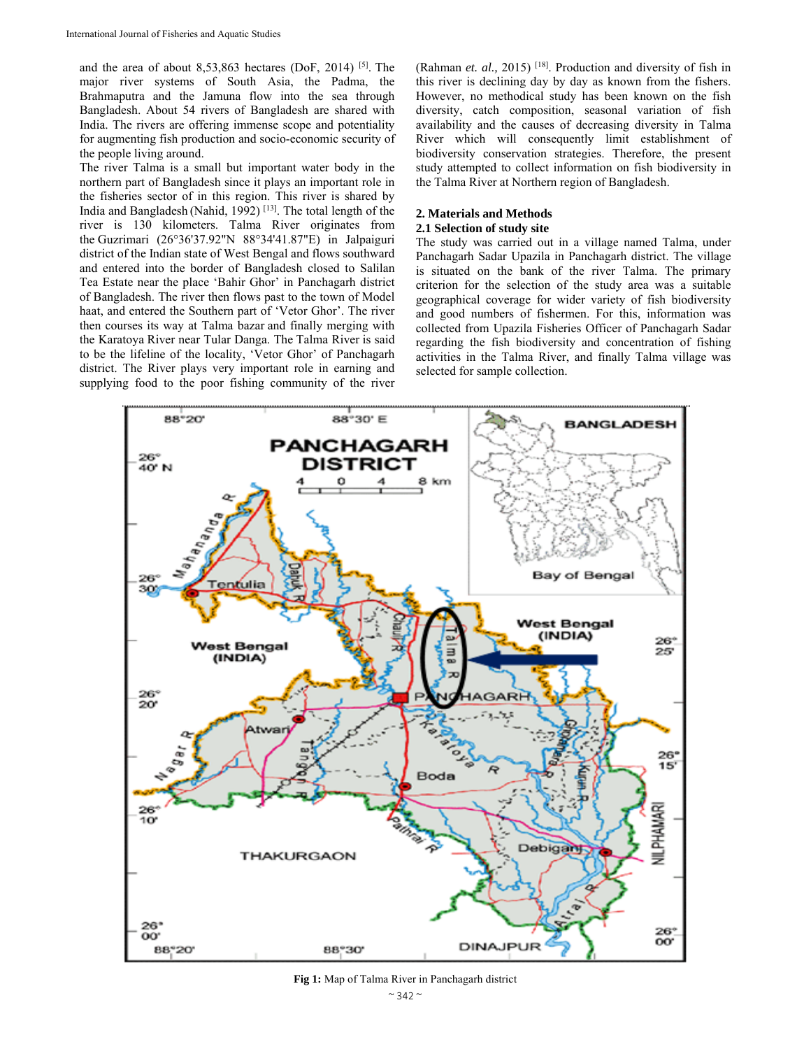and the area of about 8,53,863 hectares (DoF, 2014) [5]. The major river systems of South Asia, the Padma, the Brahmaputra and the Jamuna flow into the sea through Bangladesh. About 54 rivers of Bangladesh are shared with India. The rivers are offering immense scope and potentiality for augmenting fish production and socio-economic security of the people living around.

The river Talma is a small but important water body in the northern part of Bangladesh since it plays an important role in the fisheries sector of in this region. This river is shared by India and Bangladesh (Nahid, 1992) [13]. The total length of the river is 130 kilometers. Talma River originates from the Guzrimari (26°36'37.92"N 88°34'41.87"E) in Jalpaiguri district of the Indian state of West Bengal and flows southward and entered into the border of Bangladesh closed to Salilan Tea Estate near the place 'Bahir Ghor' in Panchagarh district of Bangladesh. The river then flows past to the town of Model haat, and entered the Southern part of 'Vetor Ghor'. The river then courses its way at Talma bazar and finally merging with the Karatoya River near Tular Danga. The Talma River is said to be the lifeline of the locality, 'Vetor Ghor' of Panchagarh district. The River plays very important role in earning and supplying food to the poor fishing community of the river (Rahman *et. al.,* 2015) [18]. Production and diversity of fish in this river is declining day by day as known from the fishers. However, no methodical study has been known on the fish diversity, catch composition, seasonal variation of fish availability and the causes of decreasing diversity in Talma River which will consequently limit establishment of biodiversity conservation strategies. Therefore, the present study attempted to collect information on fish biodiversity in the Talma River at Northern region of Bangladesh.

## 2. Materials and Methods

### 2.1 Selection of study site

The study was carried out in a village named Talma, under Panchagarh Sadar Upazila in Panchagarh district. The village is situated on the bank of the river Talma. The primary criterion for the selection of the study area was a suitable geographical coverage for wider variety of fish biodiversity and good numbers of fishermen. For this, information was collected from Upazila Fisheries Officer of Panchagarh Sadar regarding the fish biodiversity and concentration of fishing activities in the Talma River, and finally Talma village was selected for sample collection.

**Fig 1:** Map of Talma River in Panchagarh district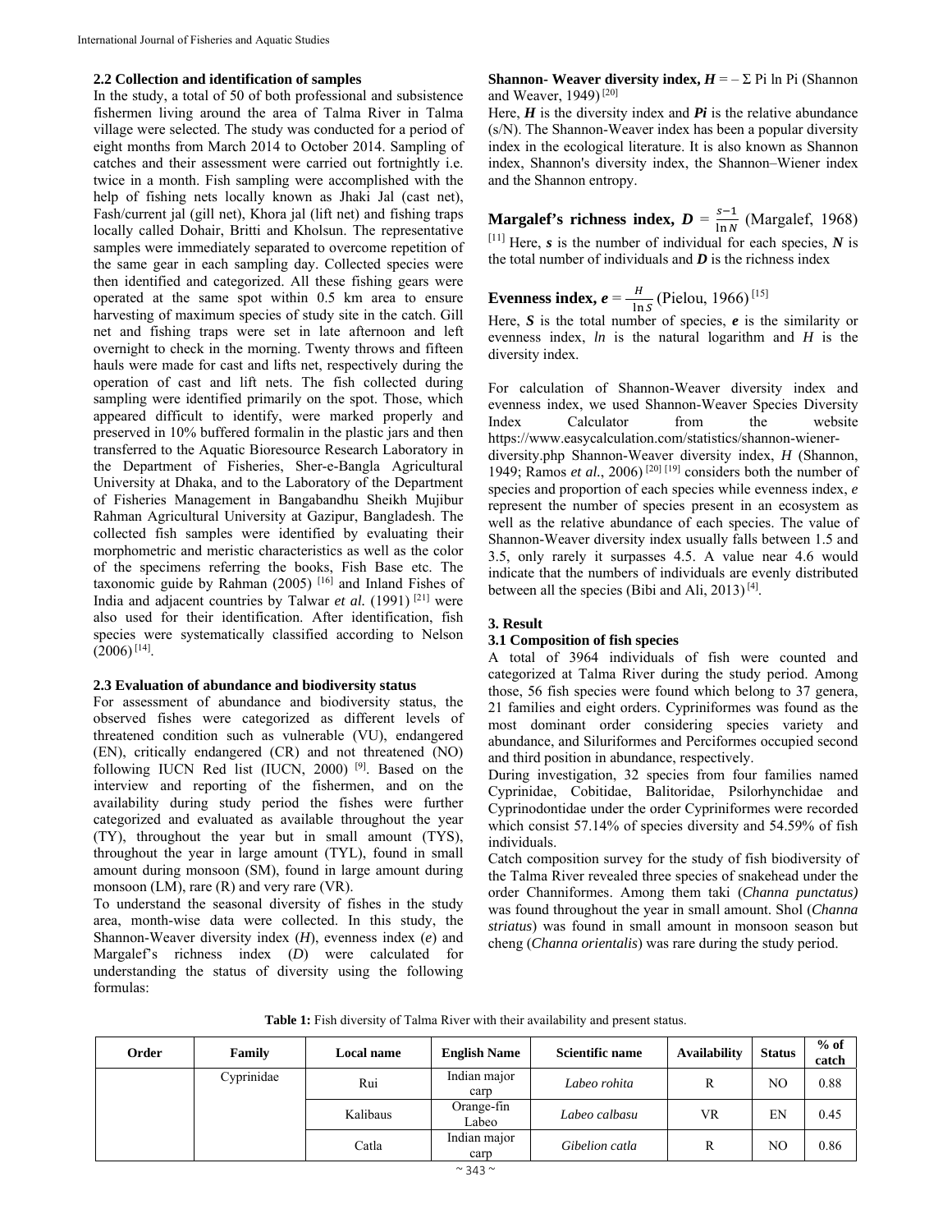### 2.2 Collection and identification of samples

In the study, a total of 50 of both professional and subsistence fishermen living around the area of Talma River in Talma village were selected. The study was conducted for a period of eight months from March 2014 to October 2014. Sampling of catches and their assessment were carried out fortnightly i.e. twice in a month. Fish sampling were accomplished with the help of fishing nets locally known as Jhaki Jal (cast net), Fash/current jal (gill net), Khora jal (lift net) and fishing traps locally called Dohair, Britti and Kholsun. The representative samples were immediately separated to overcome repetition of the same gear in each sampling day. Collected species were then identified and categorized. All these fishing gears were operated at the same spot within 0.5 km area to ensure harvesting of maximum species of study site in the catch. Gill net and fishing traps were set in late afternoon and left overnight to check in the morning. Twenty throws and fifteen hauls were made for cast and lifts net, respectively during the operation of cast and lift nets. The fish collected during sampling were identified primarily on the spot. Those, which appeared difficult to identify, were marked properly and preserved in 10% buffered formalin in the plastic jars and then transferred to the Aquatic Bioresource Research Laboratory in the Department of Fisheries, Sher-e-Bangla Agricultural University at Dhaka, and to the Laboratory of the Department of Fisheries Management in Bangabandhu Sheikh Mujibur Rahman Agricultural University at Gazipur, Bangladesh. The collected fish samples were identified by evaluating their morphometric and meristic characteristics as well as the color of the specimens referring the books, Fish Base etc. The taxonomic guide by Rahman (2005) [16] and Inland Fishes of India and adjacent countries by Talwar *et al.* (1991) [21] were also used for their identification. After identification, fish species were systematically classified according to Nelson (2006) [14].

### 2.3 Evaluation of abundance and biodiversity status

For assessment of abundance and biodiversity status, the observed fishes were categorized as different levels of threatened condition such as vulnerable (VU), endangered (EN), critically endangered (CR) and not threatened (NO) following IUCN Red list (IUCN, 2000) [9]. Based on the interview and reporting of the fishermen, and on the availability during study period the fishes were further categorized and evaluated as available throughout the year (TY), throughout the year but in small amount (TYS), throughout the year in large amount (TYL), found in small amount during monsoon (SM), found in large amount during monsoon (LM), rare (R) and very rare (VR).

To understand the seasonal diversity of fishes in the study area, month-wise data were collected. In this study, the Shannon-Weaver diversity index ($H$), evenness index ($e$) and Margalef's richness index ($D$) were calculated for understanding the status of diversity using the following formulas:

**Shannon- Weaver diversity index,** $H = -\Sigma\, Pi \ln Pi$ (Shannon and Weaver, 1949) [20]

Here, $H$ is the diversity index and $Pi$ is the relative abundance (s/N). The Shannon-Weaver index has been a popular diversity index in the ecological literature. It is also known as Shannon index, Shannon's diversity index, the Shannon–Wiener index and the Shannon entropy.

**Margalef's richness index,** $D = \frac{s-1}{\ln N}$ (Margalef, 1968) [11] Here, $s$ is the number of individual for each species, $N$ is the total number of individuals and $D$ is the richness index

**Evenness index,** $e = \frac{H}{\ln S}$ (Pielou, 1966) [15]

Here, $S$ is the total number of species, $e$ is the similarity or evenness index, *ln* is the natural logarithm and $H$ is the diversity index.

For calculation of Shannon-Weaver diversity index and evenness index, we used Shannon-Weaver Species Diversity Index Calculator from the website https://www.easycalculation.com/statistics/shannon-wiener-diversity.php Shannon-Weaver diversity index, $H$ (Shannon, 1949; Ramos *et al.*, 2006) [20] [19] considers both the number of species and proportion of each species while evenness index, $e$ represent the number of species present in an ecosystem as well as the relative abundance of each species. The value of Shannon-Weaver diversity index usually falls between 1.5 and 3.5, only rarely it surpasses 4.5. A value near 4.6 would indicate that the numbers of individuals are evenly distributed between all the species (Bibi and Ali, 2013) [4].

## 3. Result

### 3.1 Composition of fish species

A total of 3964 individuals of fish were counted and categorized at Talma River during the study period. Among those, 56 fish species were found which belong to 37 genera, 21 families and eight orders. Cypriniformes was found as the most dominant order considering species variety and abundance, and Siluriformes and Perciformes occupied second and third position in abundance, respectively.

During investigation, 32 species from four families named Cyprinidae, Cobitidae, Balitoridae, Psilorhynchidae and Cyprinodontidae under the order Cypriniformes were recorded which consist 57.14% of species diversity and 54.59% of fish individuals.

Catch composition survey for the study of fish biodiversity of the Talma River revealed three species of snakehead under the order Channiformes. Among them taki (*Channa punctatus)* was found throughout the year in small amount. Shol (*Channa striatus*) was found in small amount in monsoon season but cheng (*Channa orientalis*) was rare during the study period.

**Table 1:** Fish diversity of Talma River with their availability and present status.

| Order | Family | Local name | English Name | Scientific name | Availability | Status | % of catch |
|---|---|---|---|---|---|---|---|
| | Cyprinidae | Rui | Indian major carp | *Labeo rohita* | R | NO | 0.88 |
| | | Kalibaus | Orange-fin Labeo | *Labeo calbasu* | VR | EN | 0.45 |
| | | Catla | Indian major carp | *Gibelion catla* | R | NO | 0.86 |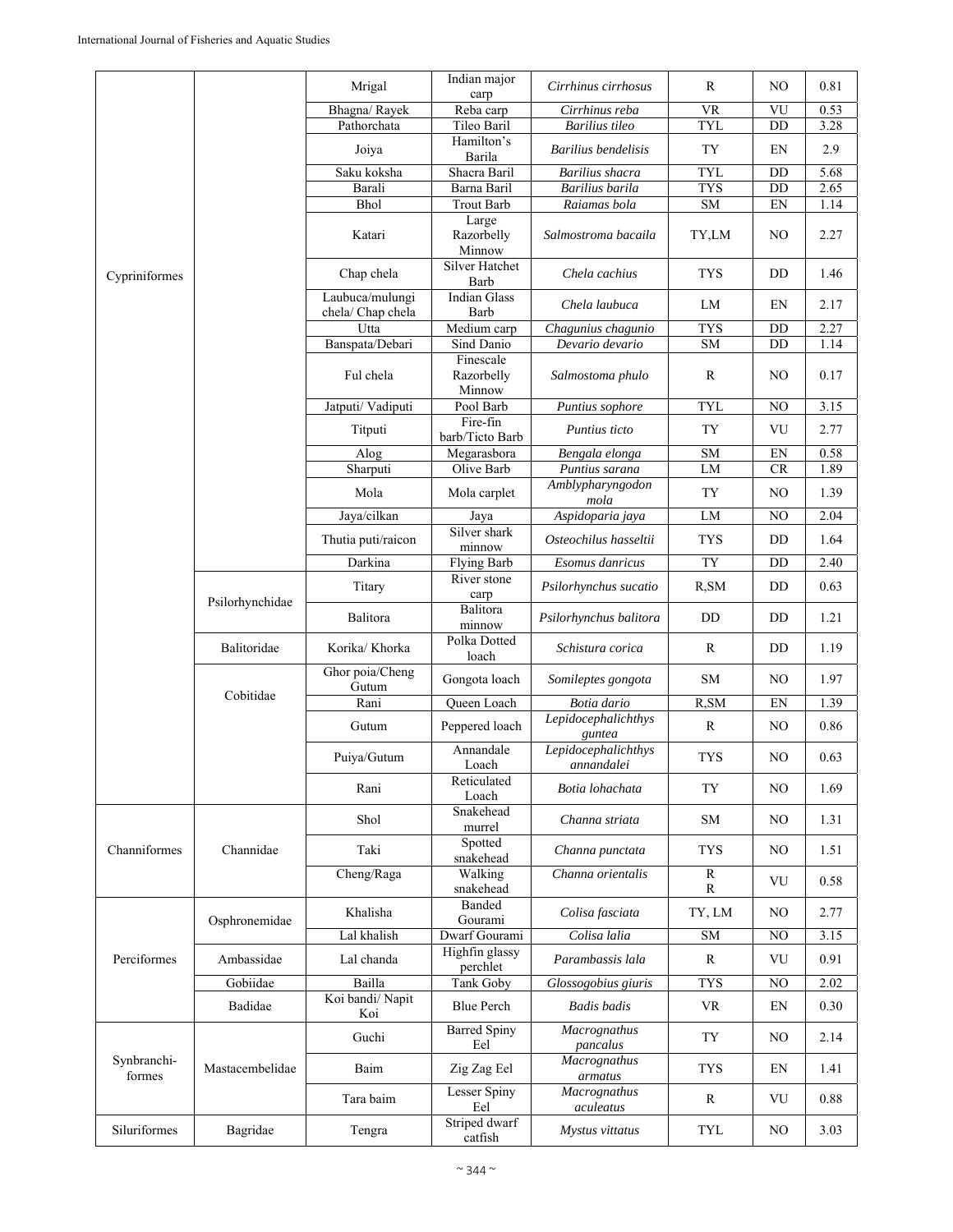| | | | | | | | |
|---|---|---|---|---|---|---|---|
| Cypriniformes | | Mrigal | Indian major carp | *Cirrhinus cirrhosus* | R | NO | 0.81 |
| | | Bhagna/ Rayek | Reba carp | *Cirrhinus reba* | VR | VU | 0.53 |
| | | Pathorchata | Tileo Baril | *Barilius tileo* | TYL | DD | 3.28 |
| | | Joiya | Hamilton's Barila | *Barilius bendelisis* | TY | EN | 2.9 |
| | | Saku koksha | Shacra Baril | *Barilius shacra* | TYL | DD | 5.68 |
| | | Barali | Barna Baril | *Barilius barila* | TYS | DD | 2.65 |
| | | Bhol | Trout Barb | *Raiamas bola* | SM | EN | 1.14 |
| | | Katari | Large Razorbelly Minnow | *Salmostroma bacaila* | TY,LM | NO | 2.27 |
| | | Chap chela | Silver Hatchet Barb | *Chela cachius* | TYS | DD | 1.46 |
| | | Laubuca/mulungi chela/ Chap chela | Indian Glass Barb | *Chela laubuca* | LM | EN | 2.17 |
| | | Utta | Medium carp | *Chagunius chagunio* | TYS | DD | 2.27 |
| | | Banspata/Debari | Sind Danio | *Devario devario* | SM | DD | 1.14 |
| | | Ful chela | Finescale Razorbelly Minnow | *Salmostoma phulo* | R | NO | 0.17 |
| | | Jatputi/ Vadiputi | Pool Barb | *Puntius sophore* | TYL | NO | 3.15 |
| | | Titputi | Fire-fin barb/Ticto Barb | *Puntius ticto* | TY | VU | 2.77 |
| | | Alog | Megarasbora | *Bengala elonga* | SM | EN | 0.58 |
| | | Sharputi | Olive Barb | *Puntius sarana* | LM | CR | 1.89 |
| | | Mola | Mola carplet | *Amblypharyngodon mola* | TY | NO | 1.39 |
| | | Jaya/cilkan | Jaya | *Aspidoparia jaya* | LM | NO | 2.04 |
| | | Thutia puti/raicon | Silver shark minnow | *Osteochilus hasseltii* | TYS | DD | 1.64 |
| | | Darkina | Flying Barb | *Esomus danricus* | TY | DD | 2.40 |
| | Psilorhynchidae | Titary | River stone carp | *Psilorhynchus sucatio* | R,SM | DD | 0.63 |
| | | Balitora | Balitora minnow | *Psilorhynchus balitora* | DD | DD | 1.21 |
| | Balitoridae | Korika/ Khorka | Polka Dotted loach | *Schistura corica* | R | DD | 1.19 |
| | Cobitidae | Ghor poia/Cheng Gutum | Gongota loach | *Somileptes gongota* | SM | NO | 1.97 |
| | | Rani | Queen Loach | *Botia dario* | R,SM | EN | 1.39 |
| | | Gutum | Peppered loach | *Lepidocephalichthys guntea* | R | NO | 0.86 |
| | | Puiya/Gutum | Annandale Loach | *Lepidocephalichthys annandalei* | TYS | NO | 0.63 |
| | | Rani | Reticulated Loach | *Botia lohachata* | TY | NO | 1.69 |
| Channiformes | Channidae | Shol | Snakehead murrel | *Channa striata* | SM | NO | 1.31 |
| | | Taki | Spotted snakehead | *Channa punctata* | TYS | NO | 1.51 |
| | | Cheng/Raga | Walking snakehead | *Channa orientalis* | R R | VU | 0.58 |
| Perciformes | Osphronemidae | Khalisha | Banded Gourami | *Colisa fasciata* | TY, LM | NO | 2.77 |
| | | Lal khalish | Dwarf Gourami | *Colisa lalia* | SM | NO | 3.15 |
| | Ambassidae | Lal chanda | Highfin glassy perchlet | *Parambassis lala* | R | VU | 0.91 |
| | Gobiidae | Bailla | Tank Goby | *Glossogobius giuris* | TYS | NO | 2.02 |
| | Badidae | Koi bandi/ Napit Koi | Blue Perch | *Badis badis* | VR | EN | 0.30 |
| Synbranchi-formes | Mastacembelidae | Guchi | Barred Spiny Eel | *Macrognathus pancalus* | TY | NO | 2.14 |
| | | Baim | Zig Zag Eel | *Macrognathus armatus* | TYS | EN | 1.41 |
| | | Tara baim | Lesser Spiny Eel | *Macrognathus aculeatus* | R | VU | 0.88 |
| Siluriformes | Bagridae | Tengra | Striped dwarf catfish | *Mystus vittatus* | TYL | NO | 3.03 |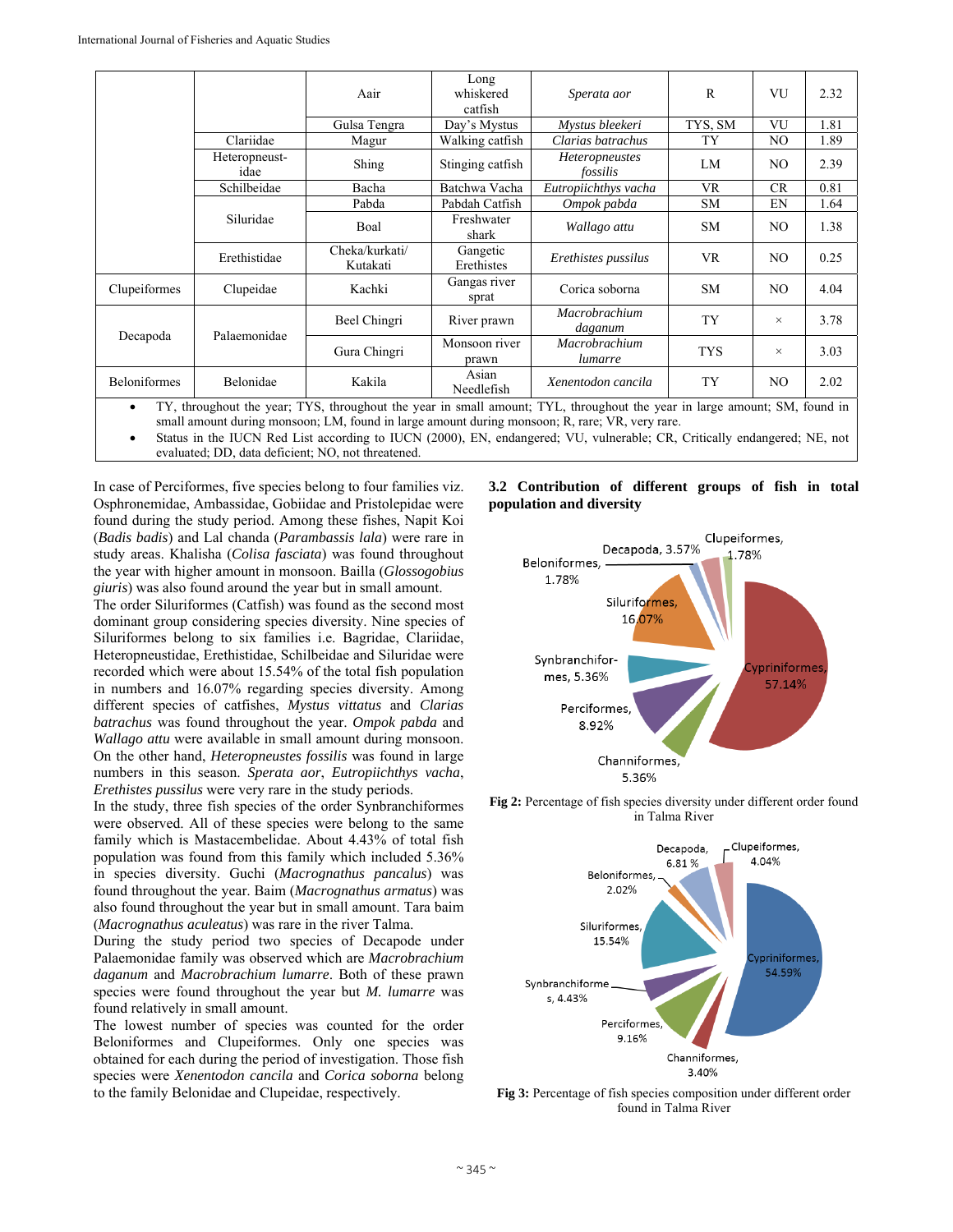| | | Aair | Long whiskered catfish | *Sperata aor* | R | VU | 2.32 |
|---|---|---|---|---|---|---|---|
| | | Gulsa Tengra | Day's Mystus | *Mystus bleekeri* | TYS, SM | VU | 1.81 |
| | Clariidae | Magur | Walking catfish | *Clarias batrachus* | TY | NO | 1.89 |
| | Heteropneust-idae | Shing | Stinging catfish | *Heteropneustes fossilis* | LM | NO | 2.39 |
| | Schilbeidae | Bacha | Batchwa Vacha | *Eutropiichthys vacha* | VR | CR | 0.81 |
| | Siluridae | Pabda | Pabdah Catfish | *Ompok pabda* | SM | EN | 1.64 |
| | | Boal | Freshwater shark | *Wallago attu* | SM | NO | 1.38 |
| | Erethistidae | Cheka/kurkati/ Kutakati | Gangetic Erethistes | *Erethistes pussilus* | VR | NO | 0.25 |
| Clupeiformes | Clupeidae | Kachki | Gangas river sprat | Corica soborna | SM | NO | 4.04 |
| Decapoda | Palaemonidae | Beel Chingri | River prawn | *Macrobrachium daganum* | TY | × | 3.78 |
| | | Gura Chingri | Monsoon river prawn | *Macrobrachium lumarre* | TYS | × | 3.03 |
| Beloniformes | Belonidae | Kakila | Asian Needlefish | *Xenentodon cancila* | TY | NO | 2.02 |

- TY, throughout the year; TYS, throughout the year in small amount; TYL, throughout the year in large amount; SM, found in small amount during monsoon; LM, found in large amount during monsoon; R, rare; VR, very rare.
- Status in the IUCN Red List according to IUCN (2000), EN, endangered; VU, vulnerable; CR, Critically endangered; NE, not evaluated; DD, data deficient; NO, not threatened.

In case of Perciformes, five species belong to four families viz. Osphronemidae, Ambassidae, Gobiidae and Pristolepidae were found during the study period. Among these fishes, Napit Koi (*Badis badis*) and Lal chanda (*Parambassis lala*) were rare in study areas. Khalisha (*Colisa fasciata*) was found throughout the year with higher amount in monsoon. Bailla (*Glossogobius giuris*) was also found around the year but in small amount.

The order Siluriformes (Catfish) was found as the second most dominant group considering species diversity. Nine species of Siluriformes belong to six families i.e. Bagridae, Clariidae, Heteropneustidae, Erethistidae, Schilbeidae and Siluridae were recorded which were about 15.54% of the total fish population in numbers and 16.07% regarding species diversity. Among different species of catfishes, *Mystus vittatus* and *Clarias batrachus* was found throughout the year. *Ompok pabda* and *Wallago attu* were available in small amount during monsoon. On the other hand, *Heteropneustes fossilis* was found in large numbers in this season. *Sperata aor*, *Eutropiichthys vacha*, *Erethistes pussilus* were very rare in the study periods.

In the study, three fish species of the order Synbranchiformes were observed. All of these species were belong to the same family which is Mastacembelidae. About 4.43% of total fish population was found from this family which included 5.36% in species diversity. Guchi (*Macrognathus pancalus*) was found throughout the year. Baim (*Macrognathus armatus*) was also found throughout the year but in small amount. Tara baim (*Macrognathus aculeatus*) was rare in the river Talma.

During the study period two species of Decapode under Palaemonidae family was observed which are *Macrobrachium daganum* and *Macrobrachium lumarre*. Both of these prawn species were found throughout the year but *M. lumarre* was found relatively in small amount.

The lowest number of species was counted for the order Beloniformes and Clupeiformes. Only one species was obtained for each during the period of investigation. Those fish species were *Xenentodon cancila* and *Corica soborna* belong to the family Belonidae and Clupeidae, respectively.

### 3.2 Contribution of different groups of fish in total population and diversity

Cypriniformes, 57.14%; Siluriformes, 16.07%; Perciformes, 8.92%; Synbranchiformes, 5.36%; Channiformes, 5.36%; Decapoda, 3.57%; Beloniformes, 1.78%; Clupeiformes, 1.78%

**Fig 2:** Percentage of fish species diversity under different order found in Talma River

Cypriniformes, 54.59%; Siluriformes, 15.54%; Perciformes, 9.16%; Decapoda, 6.81 %; Synbranchiformes, 4.43%; Clupeiformes, 4.04%; Channiformes, 3.40%; Beloniformes, 2.02%

**Fig 3:** Percentage of fish species composition under different order found in Talma River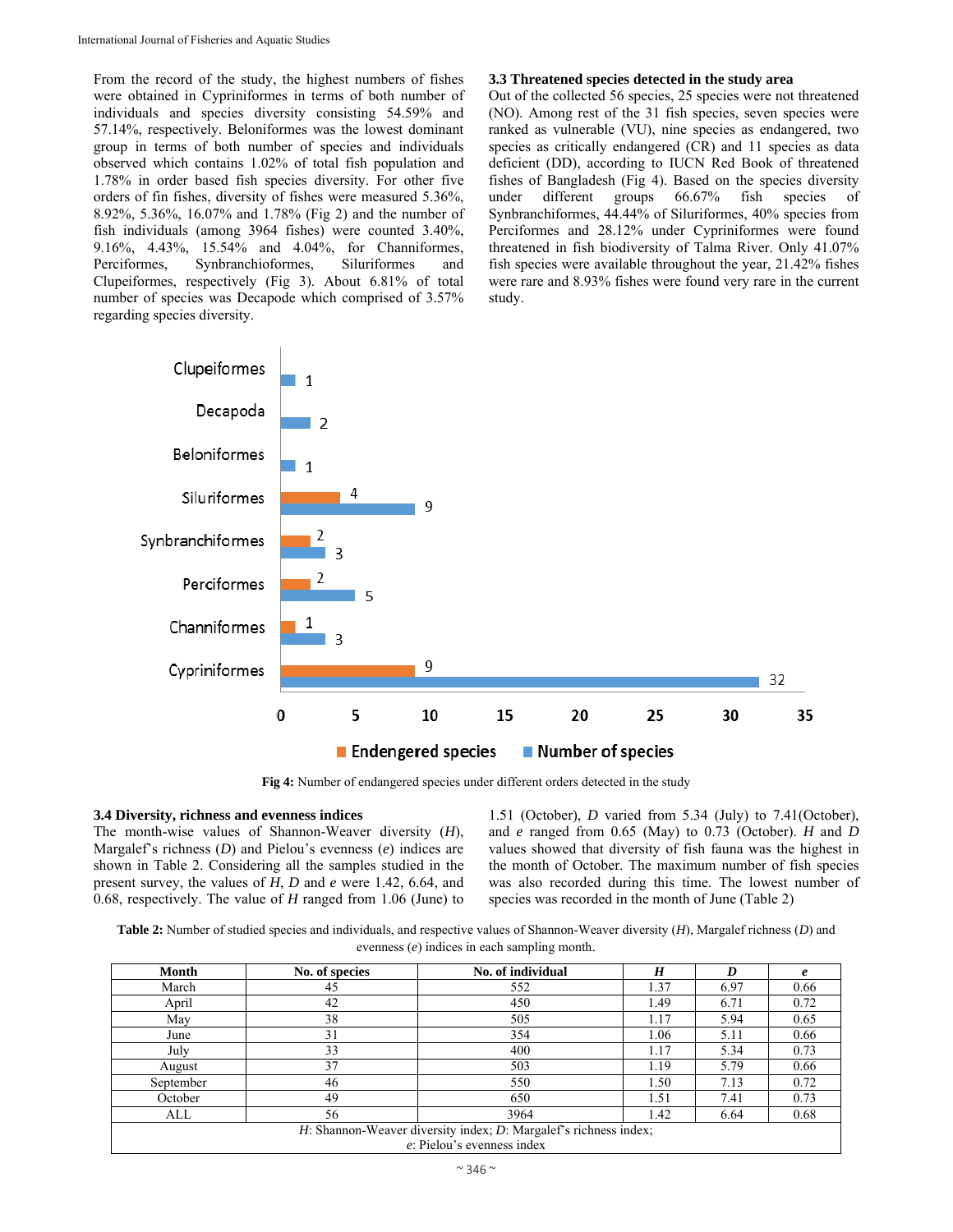From the record of the study, the highest numbers of fishes were obtained in Cypriniformes in terms of both number of individuals and species diversity consisting 54.59% and 57.14%, respectively. Beloniformes was the lowest dominant group in terms of both number of species and individuals observed which contains 1.02% of total fish population and 1.78% in order based fish species diversity. For other five orders of fin fishes, diversity of fishes were measured 5.36%, 8.92%, 5.36%, 16.07% and 1.78% (Fig 2) and the number of fish individuals (among 3964 fishes) were counted 3.40%, 9.16%, 4.43%, 15.54% and 4.04%, for Channiformes, Perciformes, Synbranchioformes, Siluriformes and Clupeiformes, respectively (Fig 3). About 6.81% of total number of species was Decapode which comprised of 3.57% regarding species diversity.

### 3.3 Threatened species detected in the study area

Out of the collected 56 species, 25 species were not threatened (NO). Among rest of the 31 fish species, seven species were ranked as vulnerable (VU), nine species as endangered, two species as critically endangered (CR) and 11 species as data deficient (DD), according to IUCN Red Book of threatened fishes of Bangladesh (Fig 4). Based on the species diversity under different groups 66.67% fish species of Synbranchiformes, 44.44% of Siluriformes, 40% species from Perciformes and 28.12% under Cypriniformes were found threatened in fish biodiversity of Talma River. Only 41.07% fish species were available throughout the year, 21.42% fishes were rare and 8.93% fishes were found very rare in the current study.

| Order | Endengered species | Number of species |
|---|---|---|
| Clupeiformes | | 1 |
| Decapoda | | 2 |
| Beloniformes | | 1 |
| Siluriformes | 4 | 9 |
| Synbranchiformes | 2 | 3 |
| Perciformes | 2 | 5 |
| Channiformes | 1 | 3 |
| Cypriniformes | 9 | 32 |

**Fig 4:** Number of endangered species under different orders detected in the study

### 3.4 Diversity, richness and evenness indices

The month-wise values of Shannon-Weaver diversity (*H*), Margalef's richness (*D*) and Pielou's evenness (*e*) indices are shown in Table 2. Considering all the samples studied in the present survey, the values of *H*, *D* and *e* were 1.42, 6.64, and 0.68, respectively. The value of *H* ranged from 1.06 (June) to 1.51 (October), *D* varied from 5.34 (July) to 7.41(October), and *e* ranged from 0.65 (May) to 0.73 (October). *H* and *D* values showed that diversity of fish fauna was the highest in the month of October. The maximum number of fish species was also recorded during this time. The lowest number of species was recorded in the month of June (Table 2)

**Table 2:** Number of studied species and individuals, and respective values of Shannon-Weaver diversity (*H*), Margalef richness (*D*) and evenness (*e*) indices in each sampling month.

| Month | No. of species | No. of individual | *H* | *D* | *e* |
|---|---|---|---|---|---|
| March | 45 | 552 | 1.37 | 6.97 | 0.66 |
| April | 42 | 450 | 1.49 | 6.71 | 0.72 |
| May | 38 | 505 | 1.17 | 5.94 | 0.65 |
| June | 31 | 354 | 1.06 | 5.11 | 0.66 |
| July | 33 | 400 | 1.17 | 5.34 | 0.73 |
| August | 37 | 503 | 1.19 | 5.79 | 0.66 |
| September | 46 | 550 | 1.50 | 7.13 | 0.72 |
| October | 49 | 650 | 1.51 | 7.41 | 0.73 |
| ALL | 56 | 3964 | 1.42 | 6.64 | 0.68 |

*H*: Shannon-Weaver diversity index; *D*: Margalef's richness index; *e*: Pielou's evenness index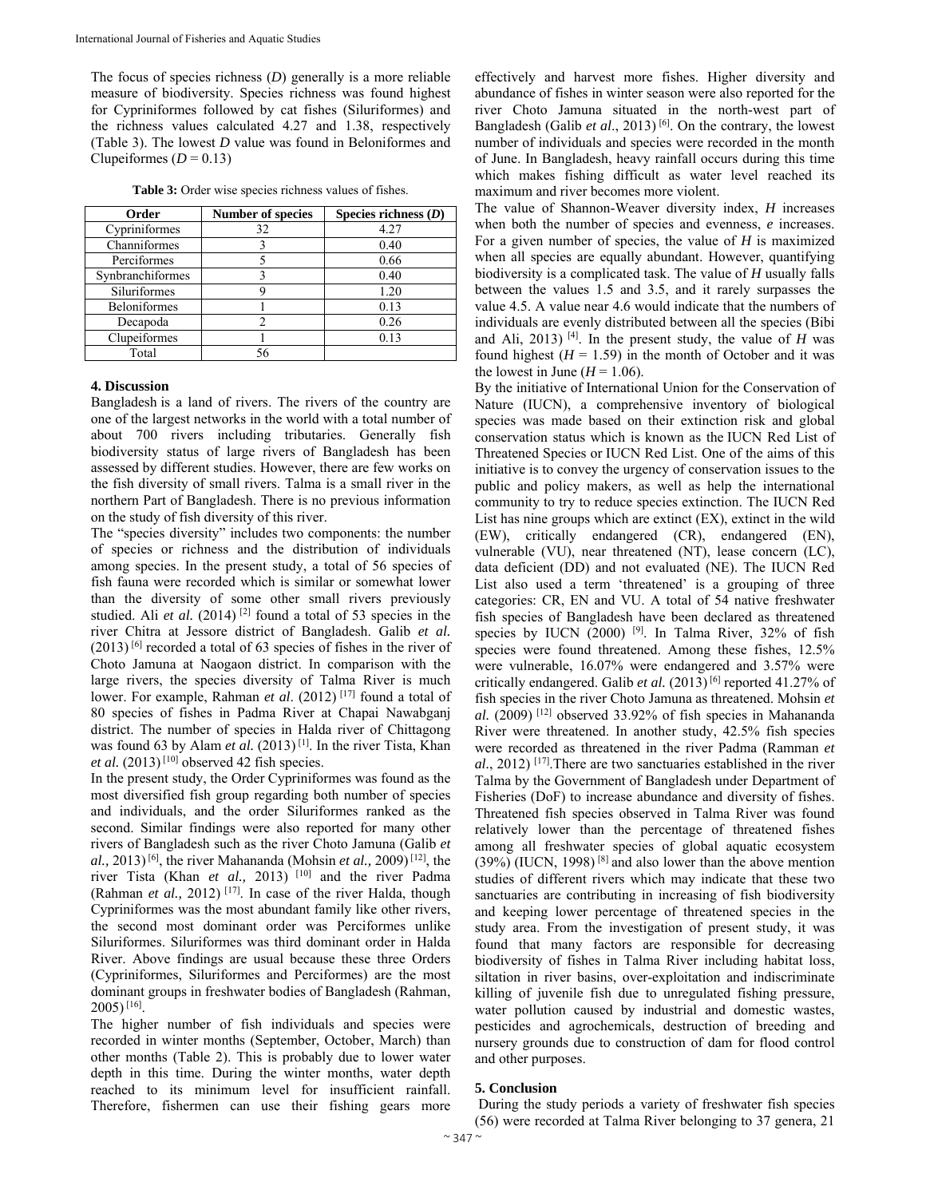The focus of species richness (*D*) generally is a more reliable measure of biodiversity. Species richness was found highest for Cypriniformes followed by cat fishes (Siluriformes) and the richness values calculated 4.27 and 1.38, respectively (Table 3). The lowest *D* value was found in Beloniformes and Clupeiformes ($D = 0.13$)

**Table 3:** Order wise species richness values of fishes.

| Order | Number of species | Species richness (*D*) |
|---|---|---|
| Cypriniformes | 32 | 4.27 |
| Channiformes | 3 | 0.40 |
| Perciformes | 5 | 0.66 |
| Synbranchiformes | 3 | 0.40 |
| Siluriformes | 9 | 1.20 |
| Beloniformes | 1 | 0.13 |
| Decapoda | 2 | 0.26 |
| Clupeiformes | 1 | 0.13 |
| Total | 56 | |

## 4. Discussion

Bangladesh is a land of rivers. The rivers of the country are one of the largest networks in the world with a total number of about 700 rivers including tributaries. Generally fish biodiversity status of large rivers of Bangladesh has been assessed by different studies. However, there are few works on the fish diversity of small rivers. Talma is a small river in the northern Part of Bangladesh. There is no previous information on the study of fish diversity of this river.

The "species diversity" includes two components: the number of species or richness and the distribution of individuals among species. In the present study, a total of 56 species of fish fauna were recorded which is similar or somewhat lower than the diversity of some other small rivers previously studied. Ali *et al.* (2014) [2] found a total of 53 species in the river Chitra at Jessore district of Bangladesh. Galib *et al.* (2013) [6] recorded a total of 63 species of fishes in the river of Choto Jamuna at Naogaon district. In comparison with the large rivers, the species diversity of Talma River is much lower. For example, Rahman *et al*. (2012) [17] found a total of 80 species of fishes in Padma River at Chapai Nawabganj district. The number of species in Halda river of Chittagong was found 63 by Alam *et al.* (2013) [1]. In the river Tista, Khan *et al.* (2013) [10] observed 42 fish species.

In the present study, the Order Cypriniformes was found as the most diversified fish group regarding both number of species and individuals, and the order Siluriformes ranked as the second. Similar findings were also reported for many other rivers of Bangladesh such as the river Choto Jamuna (Galib *et al.,* 2013) [6], the river Mahananda (Mohsin *et al.,* 2009) [12], the river Tista (Khan *et al.,* 2013) [10] and the river Padma (Rahman *et al.,* 2012) [17]. In case of the river Halda, though Cypriniformes was the most abundant family like other rivers, the second most dominant order was Perciformes unlike Siluriformes. Siluriformes was third dominant order in Halda River. Above findings are usual because these three Orders (Cypriniformes, Siluriformes and Perciformes) are the most dominant groups in freshwater bodies of Bangladesh (Rahman, 2005) [16].

The higher number of fish individuals and species were recorded in winter months (September, October, March) than other months (Table 2). This is probably due to lower water depth in this time. During the winter months, water depth reached to its minimum level for insufficient rainfall. Therefore, fishermen can use their fishing gears more effectively and harvest more fishes. Higher diversity and abundance of fishes in winter season were also reported for the river Choto Jamuna situated in the north-west part of Bangladesh (Galib *et al*., 2013) [6]. On the contrary, the lowest number of individuals and species were recorded in the month of June. In Bangladesh, heavy rainfall occurs during this time which makes fishing difficult as water level reached its maximum and river becomes more violent.

The value of Shannon-Weaver diversity index, *H* increases when both the number of species and evenness, *e* increases. For a given number of species, the value of *H* is maximized when all species are equally abundant. However, quantifying biodiversity is a complicated task. The value of *H* usually falls between the values 1.5 and 3.5, and it rarely surpasses the value 4.5. A value near 4.6 would indicate that the numbers of individuals are evenly distributed between all the species (Bibi and Ali, 2013) [4]. In the present study, the value of *H* was found highest ($H = 1.59$) in the month of October and it was the lowest in June ($H = 1.06$).

By the initiative of International Union for the Conservation of Nature (IUCN), a comprehensive inventory of biological species was made based on their extinction risk and global conservation status which is known as the IUCN Red List of Threatened Species or IUCN Red List. One of the aims of this initiative is to convey the urgency of conservation issues to the public and policy makers, as well as help the international community to try to reduce species extinction. The IUCN Red List has nine groups which are extinct (EX), extinct in the wild (EW), critically endangered (CR), endangered (EN), vulnerable (VU), near threatened (NT), lease concern (LC), data deficient (DD) and not evaluated (NE). The IUCN Red List also used a term 'threatened' is a grouping of three categories: CR, EN and VU. A total of 54 native freshwater fish species of Bangladesh have been declared as threatened species by IUCN (2000) [9]. In Talma River, 32% of fish species were found threatened. Among these fishes, 12.5% were vulnerable, 16.07% were endangered and 3.57% were critically endangered. Galib *et al.* (2013) [6] reported 41.27% of fish species in the river Choto Jamuna as threatened. Mohsin *et al.* (2009) [12] observed 33.92% of fish species in Mahananda River were threatened. In another study, 42.5% fish species were recorded as threatened in the river Padma (Ramman *et al*., 2012) [17].There are two sanctuaries established in the river Talma by the Government of Bangladesh under Department of Fisheries (DoF) to increase abundance and diversity of fishes. Threatened fish species observed in Talma River was found relatively lower than the percentage of threatened fishes among all freshwater species of global aquatic ecosystem (39%) (IUCN, 1998) [8] and also lower than the above mention studies of different rivers which may indicate that these two sanctuaries are contributing in increasing of fish biodiversity and keeping lower percentage of threatened species in the study area. From the investigation of present study, it was found that many factors are responsible for decreasing biodiversity of fishes in Talma River including habitat loss, siltation in river basins, over-exploitation and indiscriminate killing of juvenile fish due to unregulated fishing pressure, water pollution caused by industrial and domestic wastes, pesticides and agrochemicals, destruction of breeding and nursery grounds due to construction of dam for flood control and other purposes.

## 5. Conclusion

During the study periods a variety of freshwater fish species (56) were recorded at Talma River belonging to 37 genera, 21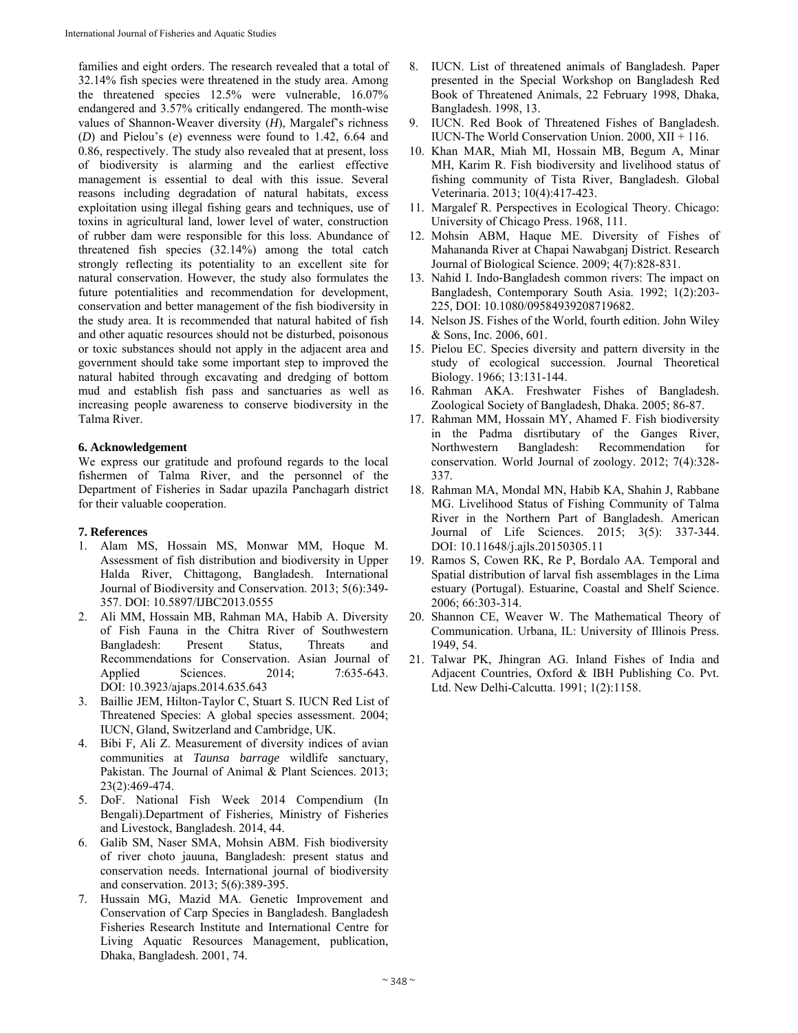families and eight orders. The research revealed that a total of 32.14% fish species were threatened in the study area. Among the threatened species 12.5% were vulnerable, 16.07% endangered and 3.57% critically endangered. The month-wise values of Shannon-Weaver diversity (*H*), Margalef's richness (*D*) and Pielou's (*e*) evenness were found to 1.42, 6.64 and 0.86, respectively. The study also revealed that at present, loss of biodiversity is alarming and the earliest effective management is essential to deal with this issue. Several reasons including degradation of natural habitats, excess exploitation using illegal fishing gears and techniques, use of toxins in agricultural land, lower level of water, construction of rubber dam were responsible for this loss. Abundance of threatened fish species (32.14%) among the total catch strongly reflecting its potentiality to an excellent site for natural conservation. However, the study also formulates the future potentialities and recommendation for development, conservation and better management of the fish biodiversity in the study area. It is recommended that natural habited of fish and other aquatic resources should not be disturbed, poisonous or toxic substances should not apply in the adjacent area and government should take some important step to improved the natural habited through excavating and dredging of bottom mud and establish fish pass and sanctuaries as well as increasing people awareness to conserve biodiversity in the Talma River.

## 6. Acknowledgement

We express our gratitude and profound regards to the local fishermen of Talma River, and the personnel of the Department of Fisheries in Sadar upazila Panchagarh district for their valuable cooperation.

## 7. References

1. Alam MS, Hossain MS, Monwar MM, Hoque M. Assessment of fish distribution and biodiversity in Upper Halda River, Chittagong, Bangladesh. International Journal of Biodiversity and Conservation. 2013; 5(6):349-357. DOI: 10.5897/IJBC2013.0555
2. Ali MM, Hossain MB, Rahman MA, Habib A. Diversity of Fish Fauna in the Chitra River of Southwestern Bangladesh: Present Status, Threats and Recommendations for Conservation. Asian Journal of Applied Sciences. 2014; 7:635-643. DOI: 10.3923/ajaps.2014.635.643
3. Baillie JEM, Hilton-Taylor C, Stuart S. IUCN Red List of Threatened Species: A global species assessment. 2004; IUCN, Gland, Switzerland and Cambridge, UK.
4. Bibi F, Ali Z. Measurement of diversity indices of avian communities at *Taunsa barrage* wildlife sanctuary, Pakistan. The Journal of Animal & Plant Sciences. 2013; 23(2):469-474.
5. DoF. National Fish Week 2014 Compendium (In Bengali).Department of Fisheries, Ministry of Fisheries and Livestock, Bangladesh. 2014, 44.
6. Galib SM, Naser SMA, Mohsin ABM. Fish biodiversity of river choto jauuna, Bangladesh: present status and conservation needs. International journal of biodiversity and conservation. 2013; 5(6):389-395.
7. Hussain MG, Mazid MA. Genetic Improvement and Conservation of Carp Species in Bangladesh. Bangladesh Fisheries Research Institute and International Centre for Living Aquatic Resources Management, publication, Dhaka, Bangladesh. 2001, 74.
8. IUCN. List of threatened animals of Bangladesh. Paper presented in the Special Workshop on Bangladesh Red Book of Threatened Animals, 22 February 1998, Dhaka, Bangladesh. 1998, 13.
9. IUCN. Red Book of Threatened Fishes of Bangladesh. IUCN-The World Conservation Union. 2000, XII + 116.
10. Khan MAR, Miah MI, Hossain MB, Begum A, Minar MH, Karim R. Fish biodiversity and livelihood status of fishing community of Tista River, Bangladesh. Global Veterinaria. 2013; 10(4):417-423.
11. Margalef R. Perspectives in Ecological Theory. Chicago: University of Chicago Press. 1968, 111.
12. Mohsin ABM, Haque ME. Diversity of Fishes of Mahananda River at Chapai Nawabganj District. Research Journal of Biological Science. 2009; 4(7):828-831.
13. Nahid I. Indo-Bangladesh common rivers: The impact on Bangladesh, Contemporary South Asia. 1992; 1(2):203-225, DOI: 10.1080/09584939208719682.
14. Nelson JS. Fishes of the World, fourth edition. John Wiley & Sons, Inc. 2006, 601.
15. Pielou EC. Species diversity and pattern diversity in the study of ecological succession. Journal Theoretical Biology. 1966; 13:131-144.
16. Rahman AKA. Freshwater Fishes of Bangladesh. Zoological Society of Bangladesh, Dhaka. 2005; 86-87.
17. Rahman MM, Hossain MY, Ahamed F. Fish biodiversity in the Padma disrtibutary of the Ganges River, Northwestern Bangladesh: Recommendation for conservation. World Journal of zoology. 2012; 7(4):328-337.
18. Rahman MA, Mondal MN, Habib KA, Shahin J, Rabbane MG. Livelihood Status of Fishing Community of Talma River in the Northern Part of Bangladesh. American Journal of Life Sciences. 2015; 3(5): 337-344. DOI: 10.11648/j.ajls.20150305.11
19. Ramos S, Cowen RK, Re P, Bordalo AA. Temporal and Spatial distribution of larval fish assemblages in the Lima estuary (Portugal). Estuarine, Coastal and Shelf Science. 2006; 66:303-314.
20. Shannon CE, Weaver W. The Mathematical Theory of Communication. Urbana, IL: University of Illinois Press. 1949, 54.
21. Talwar PK, Jhingran AG. Inland Fishes of India and Adjacent Countries, Oxford & IBH Publishing Co. Pvt. Ltd. New Delhi-Calcutta. 1991; 1(2):1158.